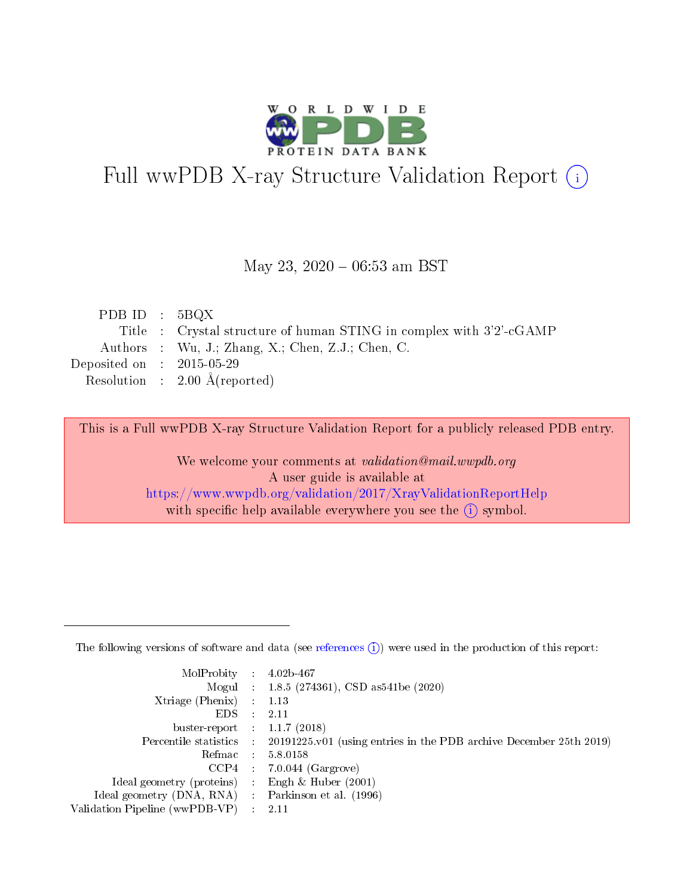# Full wwPDB X-ray Structure Validation Report (i)

May 23, 2020 – 06:53 am BST

| | | |
|---|---|---|
| PDB ID | : | 5BQX |
| Title | : | Crystal structure of human STING in complex with 3'2'-cGAMP |
| Authors | : | Wu, J.; Zhang, X.; Chen, Z.J.; Chen, C. |
| Deposited on | : | 2015-05-29 |
| Resolution | : | 2.00 Å(reported) |

This is a Full wwPDB X-ray Structure Validation Report for a publicly released PDB entry.

We welcome your comments at *validation@mail.wwpdb.org*
A user guide is available at
https://www.wwpdb.org/validation/2017/XrayValidationReportHelp
with specific help available everywhere you see the (i) symbol.

The following versions of software and data (see references (i)) were used in the production of this report:

| | | |
|---|---|---|
| MolProbity | : | 4.02b-467 |
| Mogul | : | 1.8.5 (274361), CSD as541be (2020) |
| Xtriage (Phenix) | : | 1.13 |
| EDS | : | 2.11 |
| buster-report | : | 1.1.7 (2018) |
| Percentile statistics | : | 20191225.v01 (using entries in the PDB archive December 25th 2019) |
| Refmac | : | 5.8.0158 |
| CCP4 | : | 7.0.044 (Gargrove) |
| Ideal geometry (proteins) | : | Engh & Huber (2001) |
| Ideal geometry (DNA, RNA) | : | Parkinson et al. (1996) |
| Validation Pipeline (wwPDB-VP) | : | 2.11 |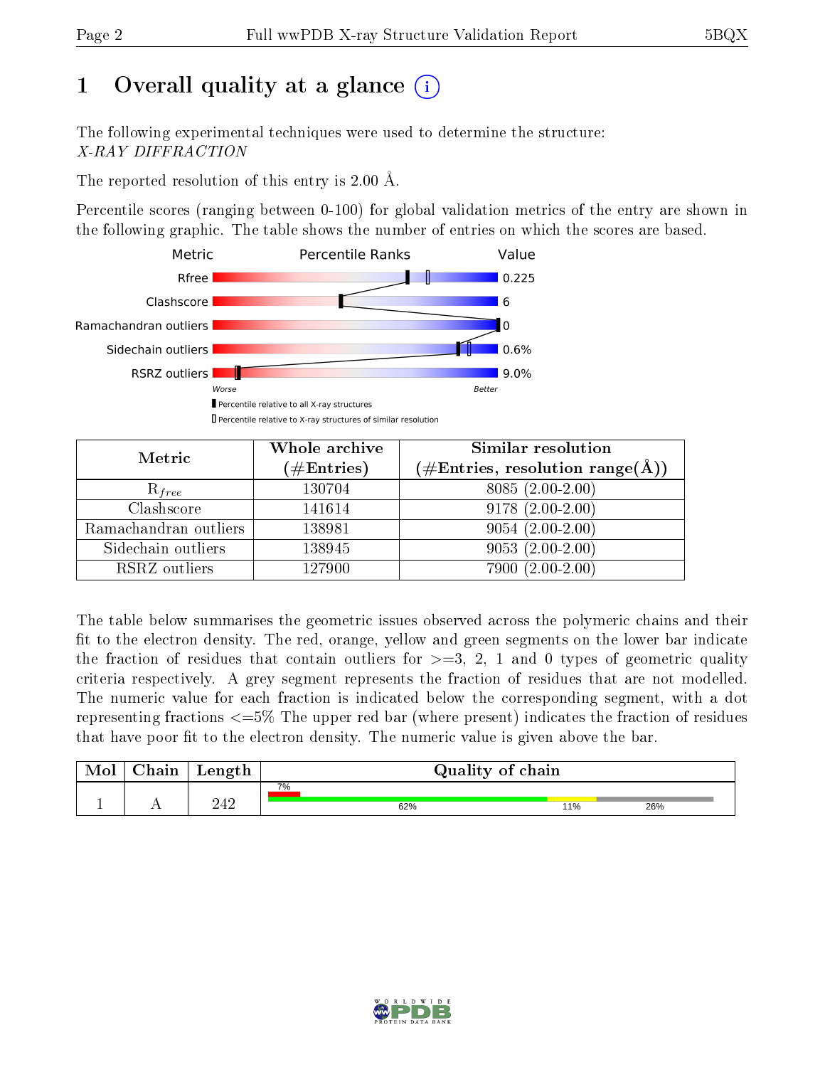# 1 Overall quality at a glance (i)

The following experimental techniques were used to determine the structure:
*X-RAY DIFFRACTION*

The reported resolution of this entry is 2.00 Å.

Percentile scores (ranging between 0-100) for global validation metrics of the entry are shown in the following graphic. The table shows the number of entries on which the scores are based.

| Metric | Value |
|---|---|
| Rfree | 0.225 |
| Clashscore | 6 |
| Ramachandran outliers | 0 |
| Sidechain outliers | 0.6% |
| RSRZ outliers | 9.0% |

Worse — Better

▮ Percentile relative to all X-ray structures
▯ Percentile relative to X-ray structures of similar resolution

| Metric | Whole archive (#Entries) | Similar resolution (#Entries, resolution range(Å)) |
|---|---|---|
| $R_{free}$ | 130704 | 8085 (2.00-2.00) |
| Clashscore | 141614 | 9178 (2.00-2.00) |
| Ramachandran outliers | 138981 | 9054 (2.00-2.00) |
| Sidechain outliers | 138945 | 9053 (2.00-2.00) |
| RSRZ outliers | 127900 | 7900 (2.00-2.00) |

The table below summarises the geometric issues observed across the polymeric chains and their fit to the electron density. The red, orange, yellow and green segments on the lower bar indicate the fraction of residues that contain outliers for >=3, 2, 1 and 0 types of geometric quality criteria respectively. A grey segment represents the fraction of residues that are not modelled. The numeric value for each fraction is indicated below the corresponding segment, with a dot representing fractions <=5% The upper red bar (where present) indicates the fraction of residues that have poor fit to the electron density. The numeric value is given above the bar.

| Mol | Chain | Length | Quality of chain |
|---|---|---|---|
| 1 | A | 242 | 7% (poor fit); 62% green, 11% yellow, 26% grey |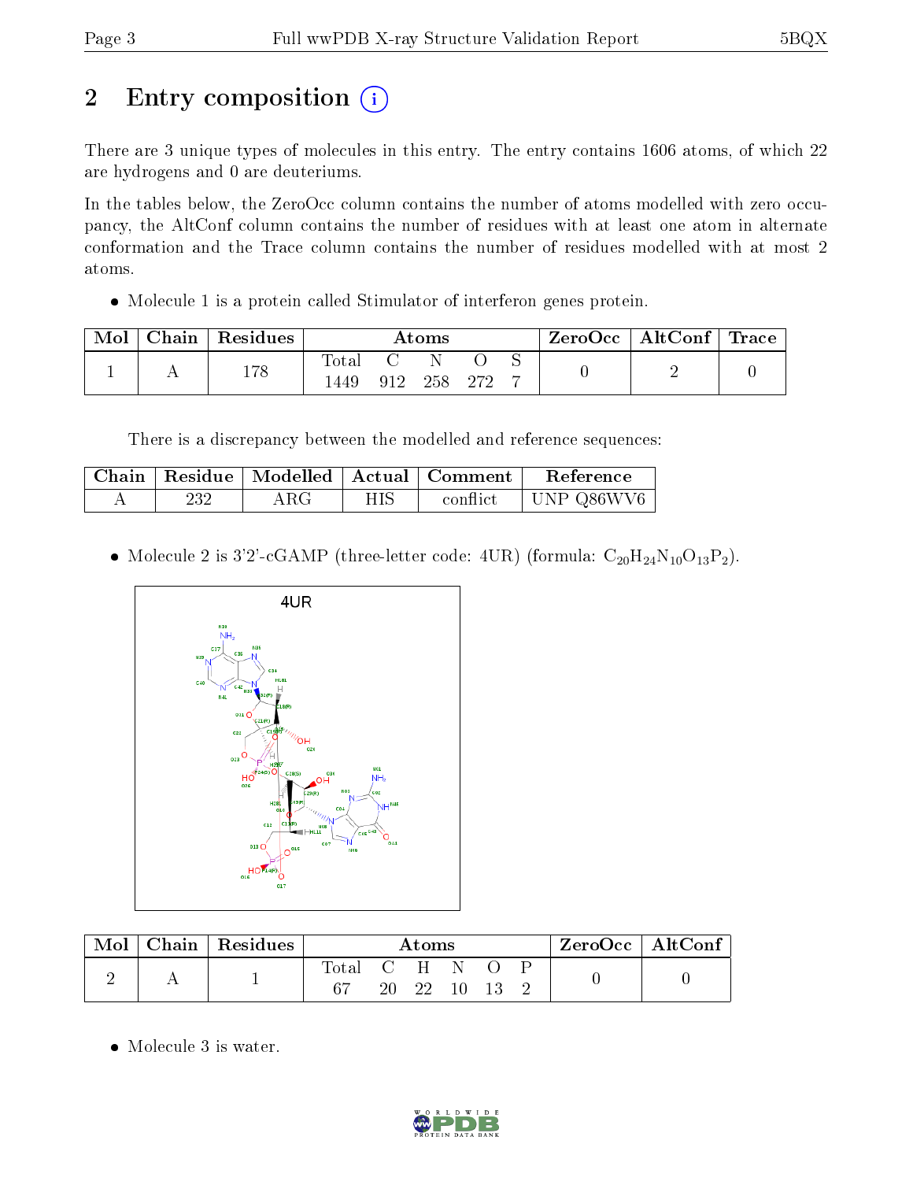# 2 Entry composition

There are 3 unique types of molecules in this entry. The entry contains 1606 atoms, of which 22 are hydrogens and 0 are deuteriums.

In the tables below, the ZeroOcc column contains the number of atoms modelled with zero occupancy, the AltConf column contains the number of residues with at least one atom in alternate conformation and the Trace column contains the number of residues modelled with at most 2 atoms.

- Molecule 1 is a protein called Stimulator of interferon genes protein.

| Mol | Chain | Residues | Atoms | | | | | ZeroOcc | AltConf | Trace |
|---|---|---|---|---|---|---|---|---|---|---|
| 1 | A | 178 | Total | C | N | O | S | 0 | 2 | 0 |
| | | | 1449 | 912 | 258 | 272 | 7 | | | |

There is a discrepancy between the modelled and reference sequences:

| Chain | Residue | Modelled | Actual | Comment | Reference |
|---|---|---|---|---|---|
| A | 232 | ARG | HIS | conflict | UNP Q86WV6 |

- Molecule 2 is 3'2'-cGAMP (three-letter code: 4UR) (formula: $C_{20}H_{24}N_{10}O_{13}P_2$).

| Mol | Chain | Residues | Atoms | | | | | | ZeroOcc | AltConf |
|---|---|---|---|---|---|---|---|---|---|---|
| 2 | A | 1 | Total | C | H | N | O | P | 0 | 0 |
| | | | 67 | 20 | 22 | 10 | 13 | 2 | | |

- Molecule 3 is water.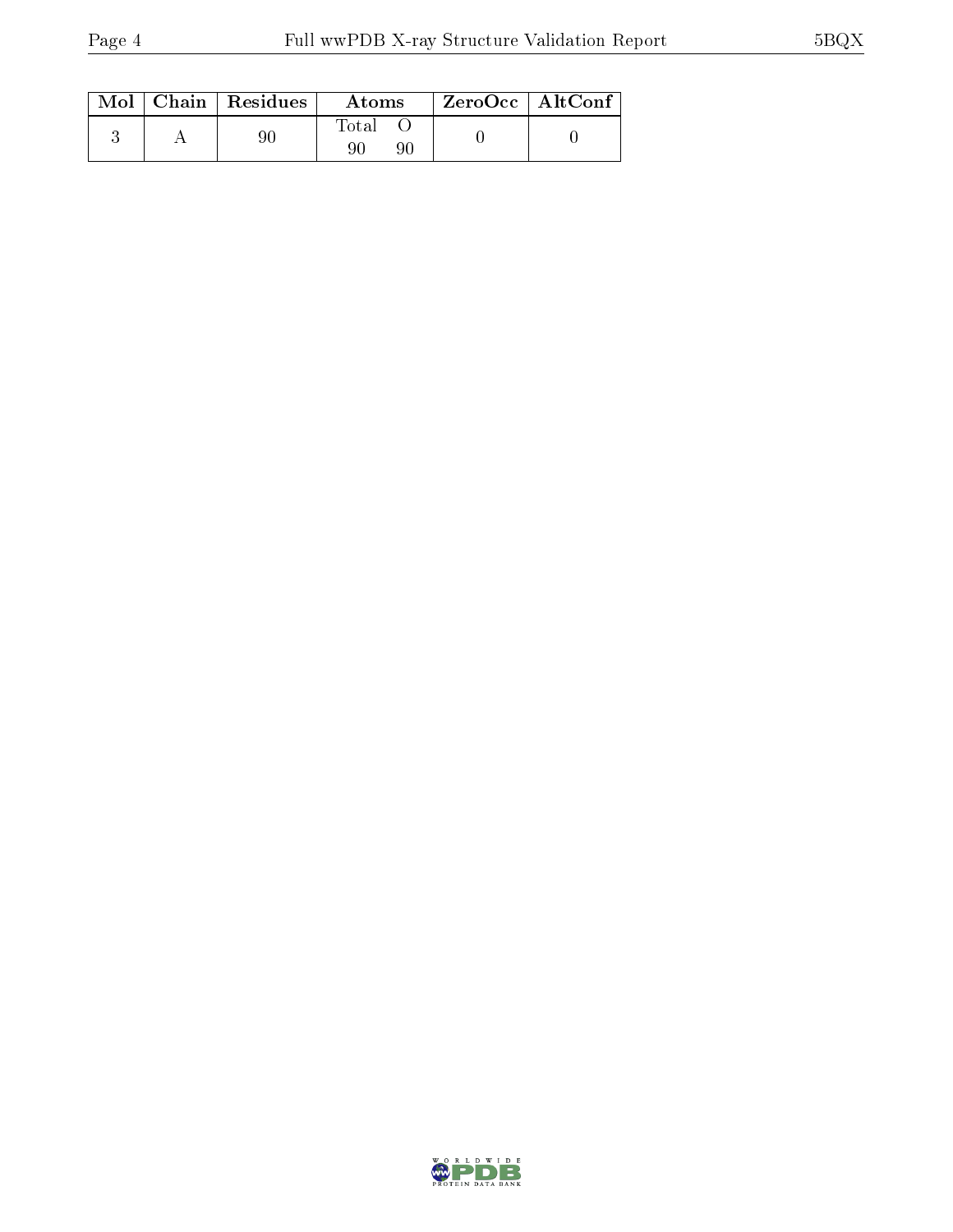| Mol | Chain | Residues | Atoms | | ZeroOcc | AltConf |
|---|---|---|---|---|---|---|
| | | | Total | O | | |
| 3 | A | 90 | 90 | 90 | 0 | 0 |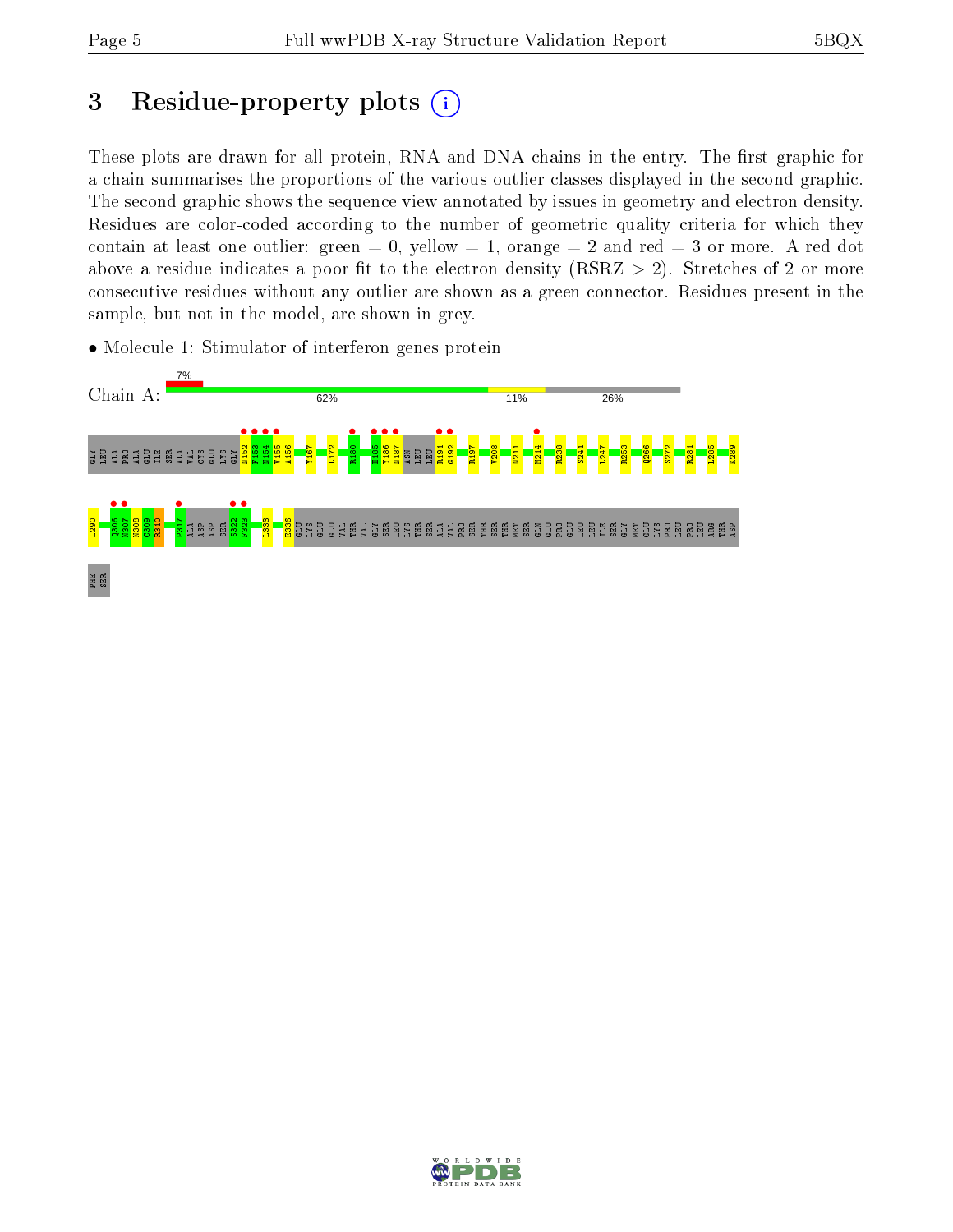# 3 Residue-property plots

These plots are drawn for all protein, RNA and DNA chains in the entry. The first graphic for a chain summarises the proportions of the various outlier classes displayed in the second graphic. The second graphic shows the sequence view annotated by issues in geometry and electron density. Residues are color-coded according to the number of geometric quality criteria for which they contain at least one outlier: green = 0, yellow = 1, orange = 2 and red = 3 or more. A red dot above a residue indicates a poor fit to the electron density (RSRZ > 2). Stretches of 2 or more consecutive residues without any outlier are shown as a green connector. Residues present in the sample, but not in the model, are shown in grey.

- Molecule 1: Stimulator of interferon genes protein

Chain A: 7% | 62% | 11% | 26%

GLY LEU ALA PRO ALA GLU ILE SER ALA VAL CYS GLU LYS GLY N152 F153 N154 V155 A156 Y167 L172 R180 H185 Y186 N187 ASN LEU LEU R191 G192 R197 V208 N211 M214 R238 S241 L247 R253 Q266 S272 R281 L285 K289

L290 Q306 N307 N308 C309 R310 F317 ALA ASP ASP SER S322 F323 L333 E336 GLU LYS GLU GLU VAL THR VAL GLY SER LEU LYS THR SER ALA VAL PRO SER THR SER THR MET SER GLN GLU PRO GLU LEU LEU ILE SER GLY MET GLU LYS PRO LEU PRO LEU ARG THR ASP

PHE SER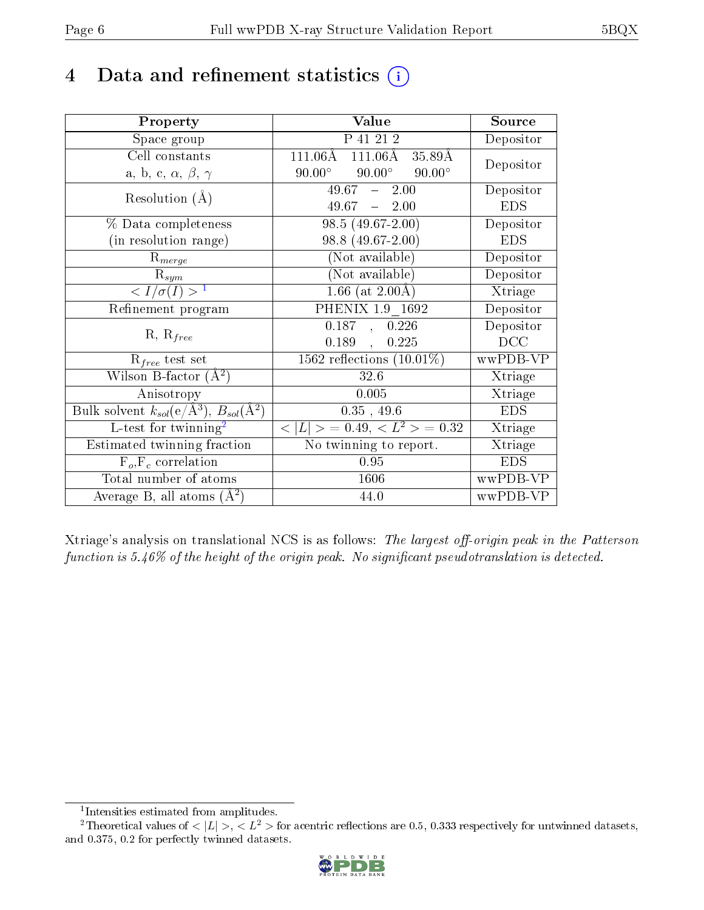# 4 Data and refinement statistics

| Property | Value | Source |
|---|---|---|
| Space group | P 41 21 2 | Depositor |
| Cell constants<br>a, b, c, $\alpha$, $\beta$, $\gamma$ | 111.06Å 111.06Å 35.89Å<br>90.00° 90.00° 90.00° | Depositor |
| Resolution (Å) | 49.67 – 2.00<br>49.67 – 2.00 | Depositor<br>EDS |
| % Data completeness<br>(in resolution range) | 98.5 (49.67-2.00)<br>98.8 (49.67-2.00) | Depositor<br>EDS |
| $R_{merge}$ | (Not available) | Depositor |
| $R_{sym}$ | (Not available) | Depositor |
| $< I/\sigma(I) >$ [1] | 1.66 (at 2.00Å) | Xtriage |
| Refinement program | PHENIX 1.9_1692 | Depositor |
| R, $R_{free}$ | 0.187 , 0.226<br>0.189 , 0.225 | Depositor<br>DCC |
| $R_{free}$ test set | 1562 reflections (10.01%) | wwPDB-VP |
| Wilson B-factor (Å$^2$) | 32.6 | Xtriage |
| Anisotropy | 0.005 | Xtriage |
| Bulk solvent $k_{sol}$(e/Å$^3$), $B_{sol}$(Å$^2$) | 0.35 , 49.6 | EDS |
| L-test for twinning[2] | $< \|L\| > = 0.49$, $< L^2 > = 0.32$ | Xtriage |
| Estimated twinning fraction | No twinning to report. | Xtriage |
| $F_o$,$F_c$ correlation | 0.95 | EDS |
| Total number of atoms | 1606 | wwPDB-VP |
| Average B, all atoms (Å$^2$) | 44.0 | wwPDB-VP |

Xtriage's analysis on translational NCS is as follows: *The largest off-origin peak in the Patterson function is 5.46% of the height of the origin peak. No significant pseudotranslation is detected.*

[1] Intensities estimated from amplitudes.

[2] Theoretical values of $< |L| >$, $< L^2 >$ for acentric reflections are 0.5, 0.333 respectively for untwinned datasets, and 0.375, 0.2 for perfectly twinned datasets.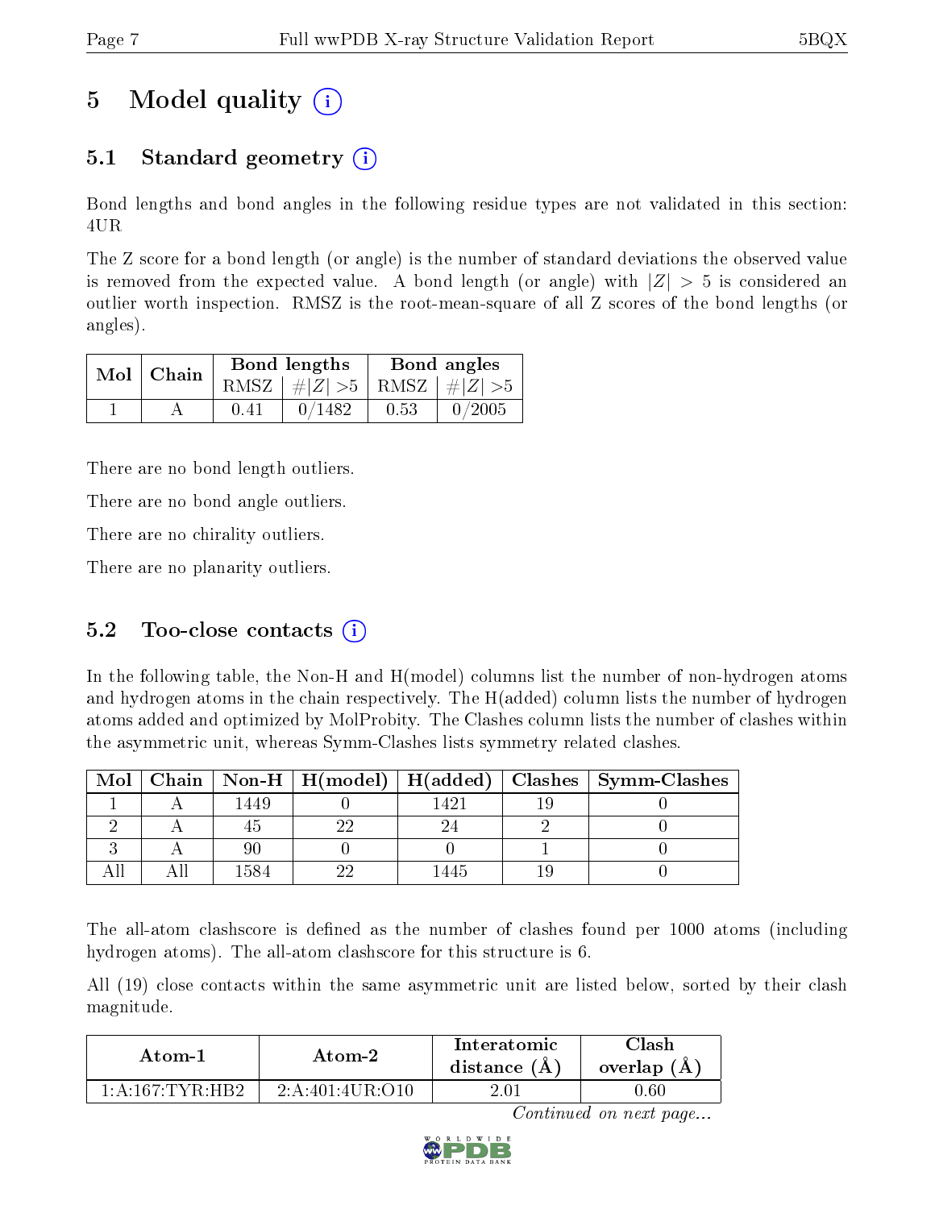# 5 Model quality (i)

## 5.1 Standard geometry (i)

Bond lengths and bond angles in the following residue types are not validated in this section: 4UR

The Z score for a bond length (or angle) is the number of standard deviations the observed value is removed from the expected value. A bond length (or angle) with $|Z| > 5$ is considered an outlier worth inspection. RMSZ is the root-mean-square of all Z scores of the bond lengths (or angles).

| Mol | Chain | Bond lengths | | Bond angles | |
|---|---|---|---|---|---|
| | | RMSZ | $\#\|Z\| > 5$ | RMSZ | $\#\|Z\| > 5$ |
| 1 | A | 0.41 | 0/1482 | 0.53 | 0/2005 |

There are no bond length outliers.

There are no bond angle outliers.

There are no chirality outliers.

There are no planarity outliers.

## 5.2 Too-close contacts (i)

In the following table, the Non-H and H(model) columns list the number of non-hydrogen atoms and hydrogen atoms in the chain respectively. The H(added) column lists the number of hydrogen atoms added and optimized by MolProbity. The Clashes column lists the number of clashes within the asymmetric unit, whereas Symm-Clashes lists symmetry related clashes.

| Mol | Chain | Non-H | H(model) | H(added) | Clashes | Symm-Clashes |
|---|---|---|---|---|---|---|
| 1 | A | 1449 | 0 | 1421 | 19 | 0 |
| 2 | A | 45 | 22 | 24 | 2 | 0 |
| 3 | A | 90 | 0 | 0 | 1 | 0 |
| All | All | 1584 | 22 | 1445 | 19 | 0 |

The all-atom clashscore is defined as the number of clashes found per 1000 atoms (including hydrogen atoms). The all-atom clashscore for this structure is 6.

All (19) close contacts within the same asymmetric unit are listed below, sorted by their clash magnitude.

| Atom-1 | Atom-2 | Interatomic distance (Å) | Clash overlap (Å) |
|---|---|---|---|
| 1:A:167:TYR:HB2 | 2:A:401:4UR:O10 | 2.01 | 0.60 |

*Continued on next page...*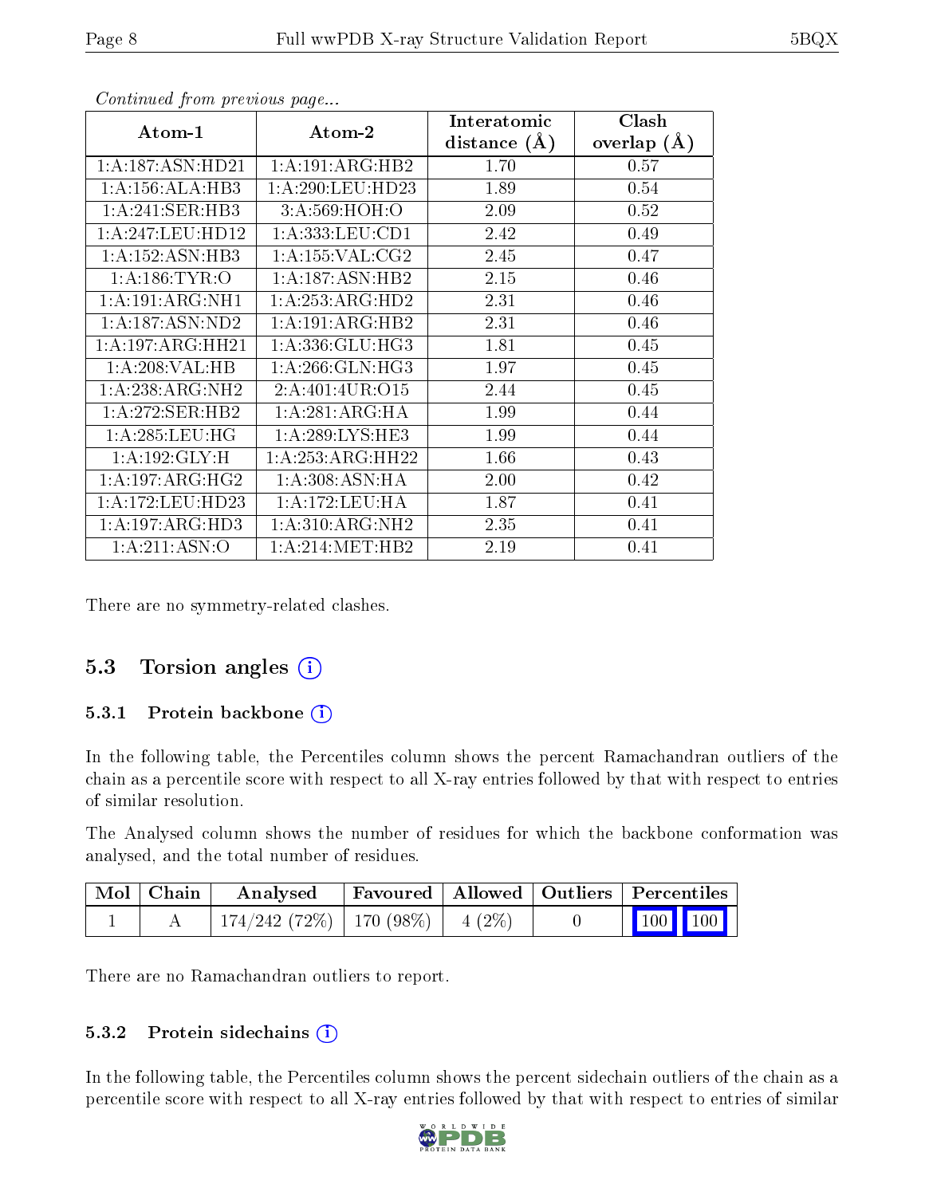*Continued from previous page...*

| Atom-1 | Atom-2 | Interatomic distance (Å) | Clash overlap (Å) |
|---|---|---|---|
| 1:A:187:ASN:HD21 | 1:A:191:ARG:HB2 | 1.70 | 0.57 |
| 1:A:156:ALA:HB3 | 1:A:290:LEU:HD23 | 1.89 | 0.54 |
| 1:A:241:SER:HB3 | 3:A:569:HOH:O | 2.09 | 0.52 |
| 1:A:247:LEU:HD12 | 1:A:333:LEU:CD1 | 2.42 | 0.49 |
| 1:A:152:ASN:HB3 | 1:A:155:VAL:CG2 | 2.45 | 0.47 |
| 1:A:186:TYR:O | 1:A:187:ASN:HB2 | 2.15 | 0.46 |
| 1:A:191:ARG:NH1 | 1:A:253:ARG:HD2 | 2.31 | 0.46 |
| 1:A:187:ASN:ND2 | 1:A:191:ARG:HB2 | 2.31 | 0.46 |
| 1:A:197:ARG:HH21 | 1:A:336:GLU:HG3 | 1.81 | 0.45 |
| 1:A:208:VAL:HB | 1:A:266:GLN:HG3 | 1.97 | 0.45 |
| 1:A:238:ARG:NH2 | 2:A:401:4UR:O15 | 2.44 | 0.45 |
| 1:A:272:SER:HB2 | 1:A:281:ARG:HA | 1.99 | 0.44 |
| 1:A:285:LEU:HG | 1:A:289:LYS:HE3 | 1.99 | 0.44 |
| 1:A:192:GLY:H | 1:A:253:ARG:HH22 | 1.66 | 0.43 |
| 1:A:197:ARG:HG2 | 1:A:308:ASN:HA | 2.00 | 0.42 |
| 1:A:172:LEU:HD23 | 1:A:172:LEU:HA | 1.87 | 0.41 |
| 1:A:197:ARG:HD3 | 1:A:310:ARG:NH2 | 2.35 | 0.41 |
| 1:A:211:ASN:O | 1:A:214:MET:HB2 | 2.19 | 0.41 |

There are no symmetry-related clashes.

## 5.3 Torsion angles (i)

### 5.3.1 Protein backbone (i)

In the following table, the Percentiles column shows the percent Ramachandran outliers of the chain as a percentile score with respect to all X-ray entries followed by that with respect to entries of similar resolution.

The Analysed column shows the number of residues for which the backbone conformation was analysed, and the total number of residues.

| Mol | Chain | Analysed | Favoured | Allowed | Outliers | Percentiles |
|---|---|---|---|---|---|---|
| 1 | A | 174/242 (72%) | 170 (98%) | 4 (2%) | 0 | 100 100 |

There are no Ramachandran outliers to report.

### 5.3.2 Protein sidechains (i)

In the following table, the Percentiles column shows the percent sidechain outliers of the chain as a percentile score with respect to all X-ray entries followed by that with respect to entries of similar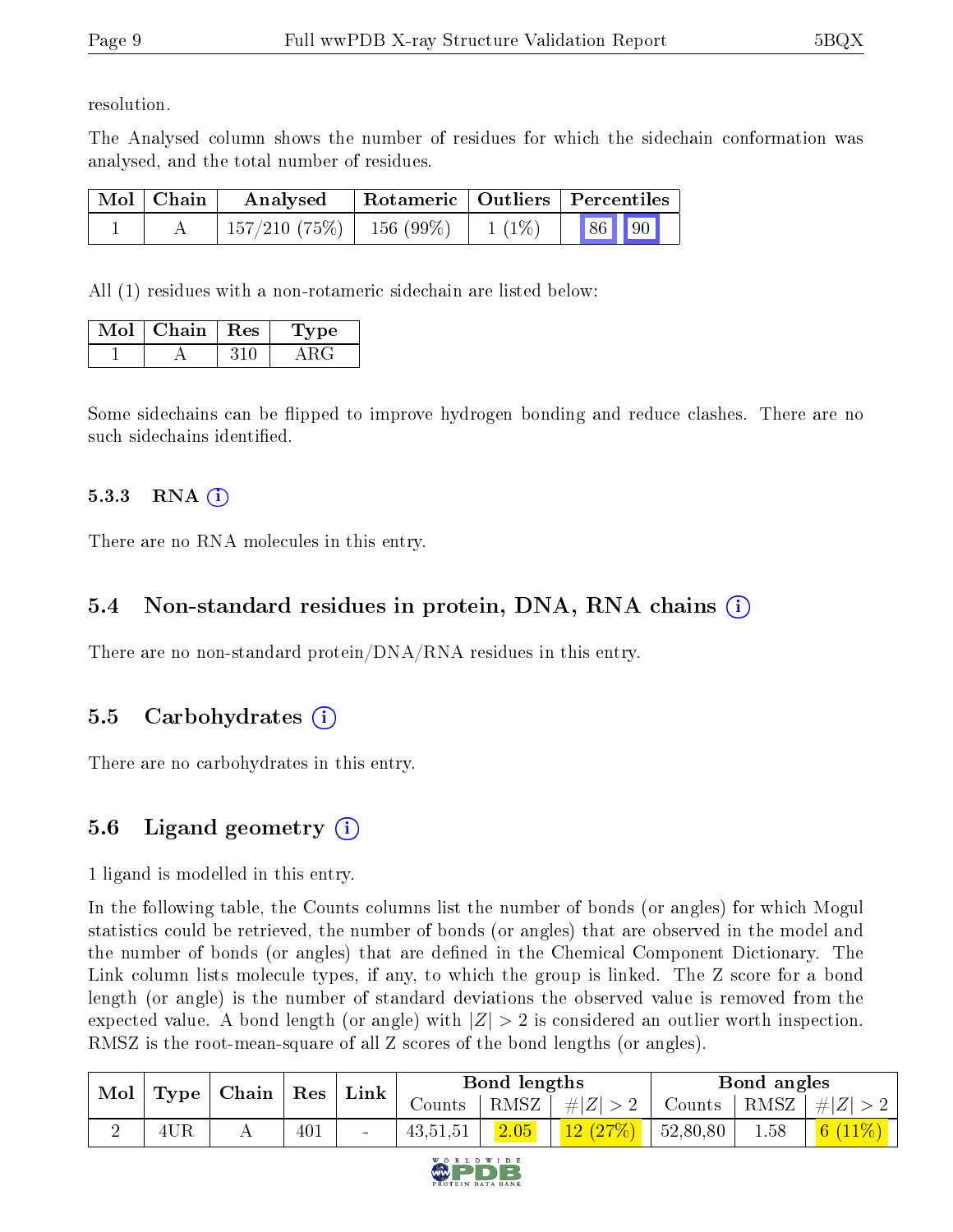resolution.

The Analysed column shows the number of residues for which the sidechain conformation was analysed, and the total number of residues.

| Mol | Chain | Analysed | Rotameric | Outliers | Percentiles | |
|---|---|---|---|---|---|---|
| 1 | A | 157/210 (75%) | 156 (99%) | 1 (1%) | 86 | 90 |

All (1) residues with a non-rotameric sidechain are listed below:

| Mol | Chain | Res | Type |
|---|---|---|---|
| 1 | A | 310 | ARG |

Some sidechains can be flipped to improve hydrogen bonding and reduce clashes. There are no such sidechains identified.

### 5.3.3 RNA (i)

There are no RNA molecules in this entry.

## 5.4 Non-standard residues in protein, DNA, RNA chains (i)

There are no non-standard protein/DNA/RNA residues in this entry.

## 5.5 Carbohydrates (i)

There are no carbohydrates in this entry.

## 5.6 Ligand geometry (i)

1 ligand is modelled in this entry.

In the following table, the Counts columns list the number of bonds (or angles) for which Mogul statistics could be retrieved, the number of bonds (or angles) that are observed in the model and the number of bonds (or angles) that are defined in the Chemical Component Dictionary. The Link column lists molecule types, if any, to which the group is linked. The Z score for a bond length (or angle) is the number of standard deviations the observed value is removed from the expected value. A bond length (or angle) with $|Z| > 2$ is considered an outlier worth inspection. RMSZ is the root-mean-square of all Z scores of the bond lengths (or angles).

| Mol | Type | Chain | Res | Link | Bond lengths | | | Bond angles | | |
|---|---|---|---|---|---|---|---|---|---|---|
| | | | | | Counts | RMSZ | $\#\|Z\| > 2$ | Counts | RMSZ | $\#\|Z\| > 2$ |
| 2 | 4UR | A | 401 | - | 43,51,51 | 2.05 | 12 (27%) | 52,80,80 | 1.58 | 6 (11%) |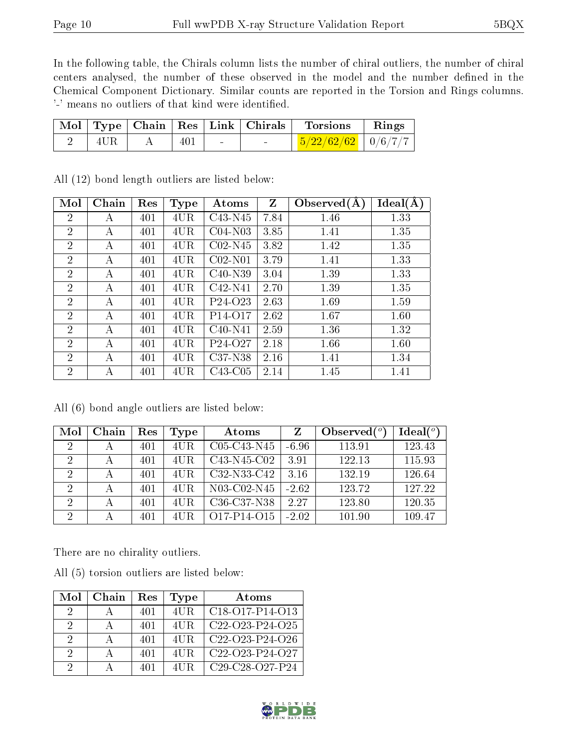In the following table, the Chirals column lists the number of chiral outliers, the number of chiral centers analysed, the number of these observed in the model and the number defined in the Chemical Component Dictionary. Similar counts are reported in the Torsion and Rings columns. '-' means no outliers of that kind were identified.

| Mol | Type | Chain | Res | Link | Chirals | Torsions | Rings |
|---|---|---|---|---|---|---|---|
| 2 | 4UR | A | 401 | - | - | 5/22/62/62 | 0/6/7/7 |

All (12) bond length outliers are listed below:

| Mol | Chain | Res | Type | Atoms | Z | Observed(Å) | Ideal(Å) |
|---|---|---|---|---|---|---|---|
| 2 | A | 401 | 4UR | C43-N45 | 7.84 | 1.46 | 1.33 |
| 2 | A | 401 | 4UR | C04-N03 | 3.85 | 1.41 | 1.35 |
| 2 | A | 401 | 4UR | C02-N45 | 3.82 | 1.42 | 1.35 |
| 2 | A | 401 | 4UR | C02-N01 | 3.79 | 1.41 | 1.33 |
| 2 | A | 401 | 4UR | C40-N39 | 3.04 | 1.39 | 1.33 |
| 2 | A | 401 | 4UR | C42-N41 | 2.70 | 1.39 | 1.35 |
| 2 | A | 401 | 4UR | P24-O23 | 2.63 | 1.69 | 1.59 |
| 2 | A | 401 | 4UR | P14-O17 | 2.62 | 1.67 | 1.60 |
| 2 | A | 401 | 4UR | C40-N41 | 2.59 | 1.36 | 1.32 |
| 2 | A | 401 | 4UR | P24-O27 | 2.18 | 1.66 | 1.60 |
| 2 | A | 401 | 4UR | C37-N38 | 2.16 | 1.41 | 1.34 |
| 2 | A | 401 | 4UR | C43-C05 | 2.14 | 1.45 | 1.41 |

All (6) bond angle outliers are listed below:

| Mol | Chain | Res | Type | Atoms | Z | Observed(°) | Ideal(°) |
|---|---|---|---|---|---|---|---|
| 2 | A | 401 | 4UR | C05-C43-N45 | -6.96 | 113.91 | 123.43 |
| 2 | A | 401 | 4UR | C43-N45-C02 | 3.91 | 122.13 | 115.93 |
| 2 | A | 401 | 4UR | C32-N33-C42 | 3.16 | 132.19 | 126.64 |
| 2 | A | 401 | 4UR | N03-C02-N45 | -2.62 | 123.72 | 127.22 |
| 2 | A | 401 | 4UR | C36-C37-N38 | 2.27 | 123.80 | 120.35 |
| 2 | A | 401 | 4UR | O17-P14-O15 | -2.02 | 101.90 | 109.47 |

There are no chirality outliers.

All (5) torsion outliers are listed below:

| Mol | Chain | Res | Type | Atoms |
|---|---|---|---|---|
| 2 | A | 401 | 4UR | C18-O17-P14-O13 |
| 2 | A | 401 | 4UR | C22-O23-P24-O25 |
| 2 | A | 401 | 4UR | C22-O23-P24-O26 |
| 2 | A | 401 | 4UR | C22-O23-P24-O27 |
| 2 | A | 401 | 4UR | C29-C28-O27-P24 |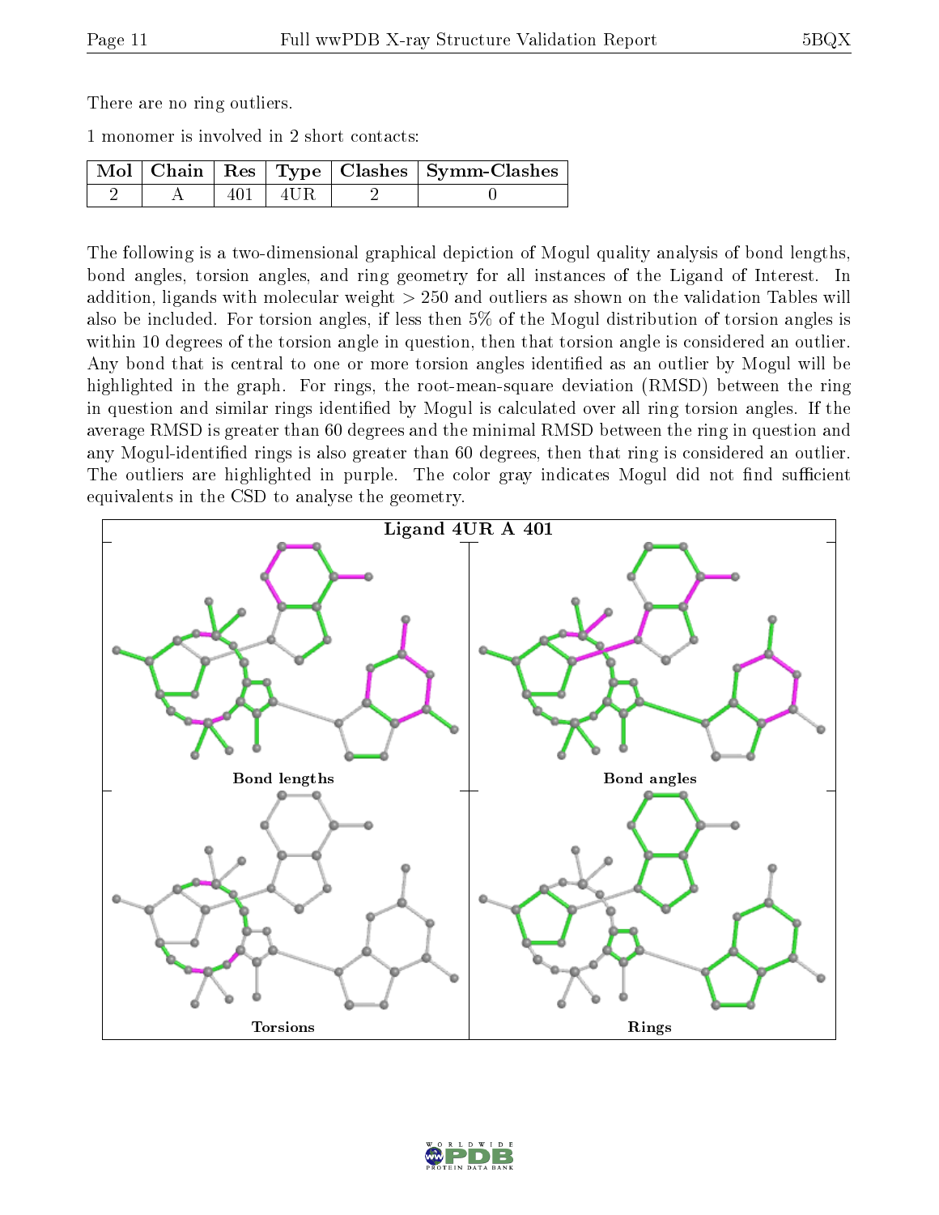There are no ring outliers.

1 monomer is involved in 2 short contacts:

| Mol | Chain | Res | Type | Clashes | Symm-Clashes |
|---|---|---|---|---|---|
| 2 | A | 401 | 4UR | 2 | 0 |

The following is a two-dimensional graphical depiction of Mogul quality analysis of bond lengths, bond angles, torsion angles, and ring geometry for all instances of the Ligand of Interest. In addition, ligands with molecular weight > 250 and outliers as shown on the validation Tables will also be included. For torsion angles, if less then 5% of the Mogul distribution of torsion angles is within 10 degrees of the torsion angle in question, then that torsion angle is considered an outlier. Any bond that is central to one or more torsion angles identified as an outlier by Mogul will be highlighted in the graph. For rings, the root-mean-square deviation (RMSD) between the ring in question and similar rings identified by Mogul is calculated over all ring torsion angles. If the average RMSD is greater than 60 degrees and the minimal RMSD between the ring in question and any Mogul-identified rings is also greater than 60 degrees, then that ring is considered an outlier. The outliers are highlighted in purple. The color gray indicates Mogul did not find sufficient equivalents in the CSD to analyse the geometry.

**Ligand 4UR A 401**

Bond lengths

Bond angles

Torsions

Rings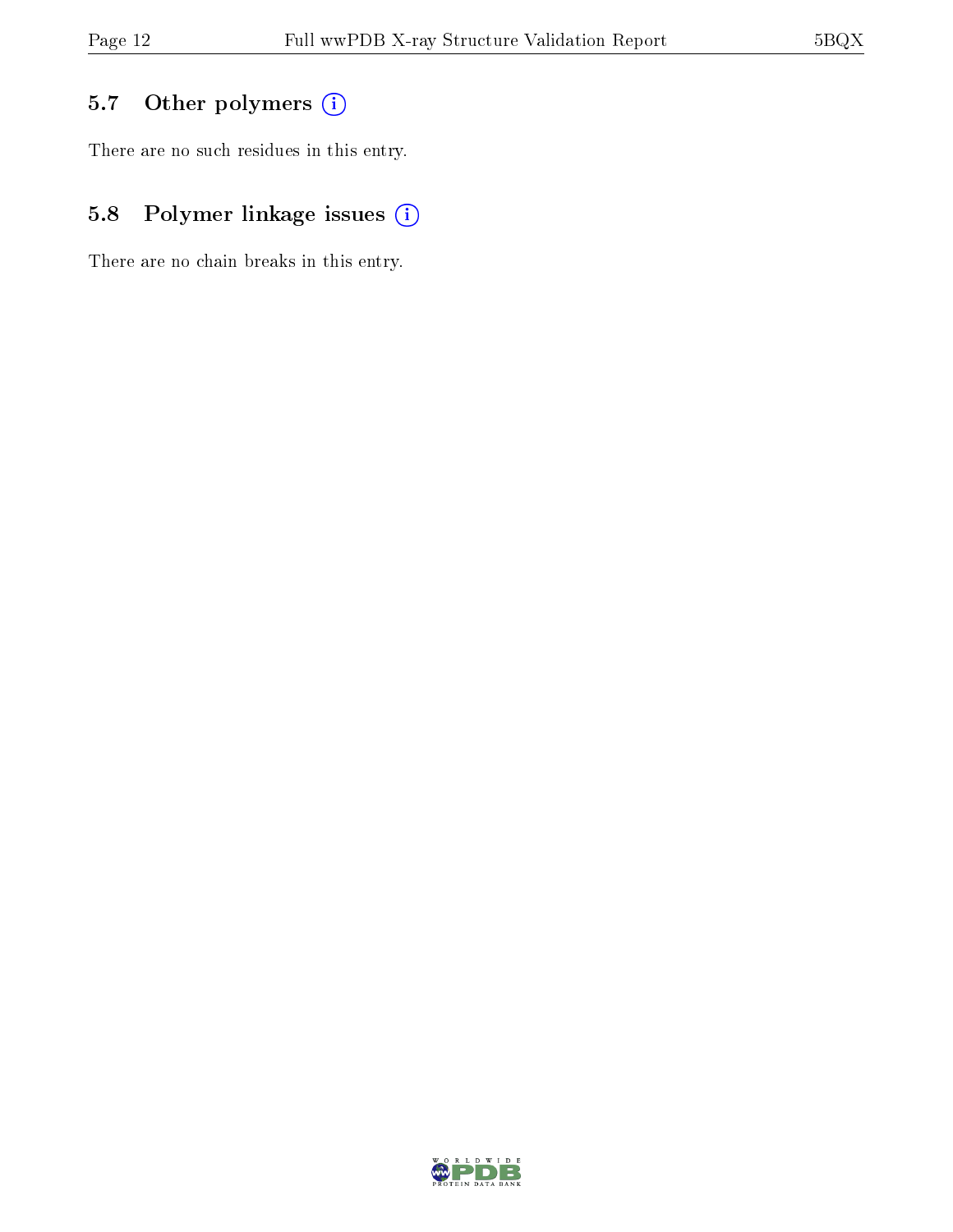## 5.7 Other polymers

There are no such residues in this entry.

## 5.8 Polymer linkage issues

There are no chain breaks in this entry.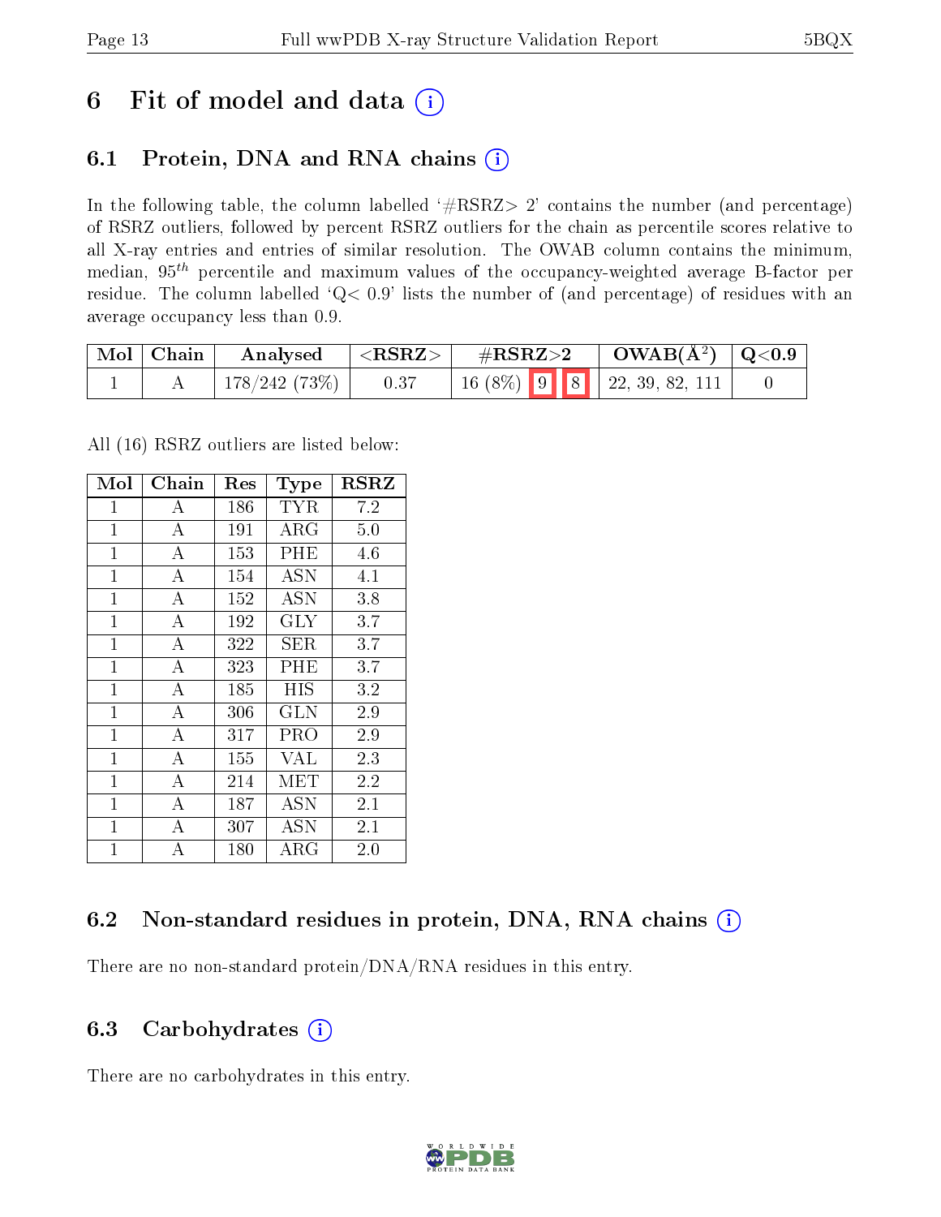# 6 Fit of model and data (i)

## 6.1 Protein, DNA and RNA chains (i)

In the following table, the column labelled '#RSRZ> 2' contains the number (and percentage) of RSRZ outliers, followed by percent RSRZ outliers for the chain as percentile scores relative to all X-ray entries and entries of similar resolution. The OWAB column contains the minimum, median, $95^{th}$ percentile and maximum values of the occupancy-weighted average B-factor per residue. The column labelled 'Q< 0.9' lists the number of (and percentage) of residues with an average occupancy less than 0.9.

| Mol | Chain | Analysed | <RSRZ> | #RSRZ>2 | OWAB(Å$^2$) | Q<0.9 |
|---|---|---|---|---|---|---|
| 1 | A | 178/242 (73%) | 0.37 | 16 (8%) 9 8 | 22, 39, 82, 111 | 0 |

All (16) RSRZ outliers are listed below:

| Mol | Chain | Res | Type | RSRZ |
|---|---|---|---|---|
| 1 | A | 186 | TYR | 7.2 |
| 1 | A | 191 | ARG | 5.0 |
| 1 | A | 153 | PHE | 4.6 |
| 1 | A | 154 | ASN | 4.1 |
| 1 | A | 152 | ASN | 3.8 |
| 1 | A | 192 | GLY | 3.7 |
| 1 | A | 322 | SER | 3.7 |
| 1 | A | 323 | PHE | 3.7 |
| 1 | A | 185 | HIS | 3.2 |
| 1 | A | 306 | GLN | 2.9 |
| 1 | A | 317 | PRO | 2.9 |
| 1 | A | 155 | VAL | 2.3 |
| 1 | A | 214 | MET | 2.2 |
| 1 | A | 187 | ASN | 2.1 |
| 1 | A | 307 | ASN | 2.1 |
| 1 | A | 180 | ARG | 2.0 |

## 6.2 Non-standard residues in protein, DNA, RNA chains (i)

There are no non-standard protein/DNA/RNA residues in this entry.

## 6.3 Carbohydrates (i)

There are no carbohydrates in this entry.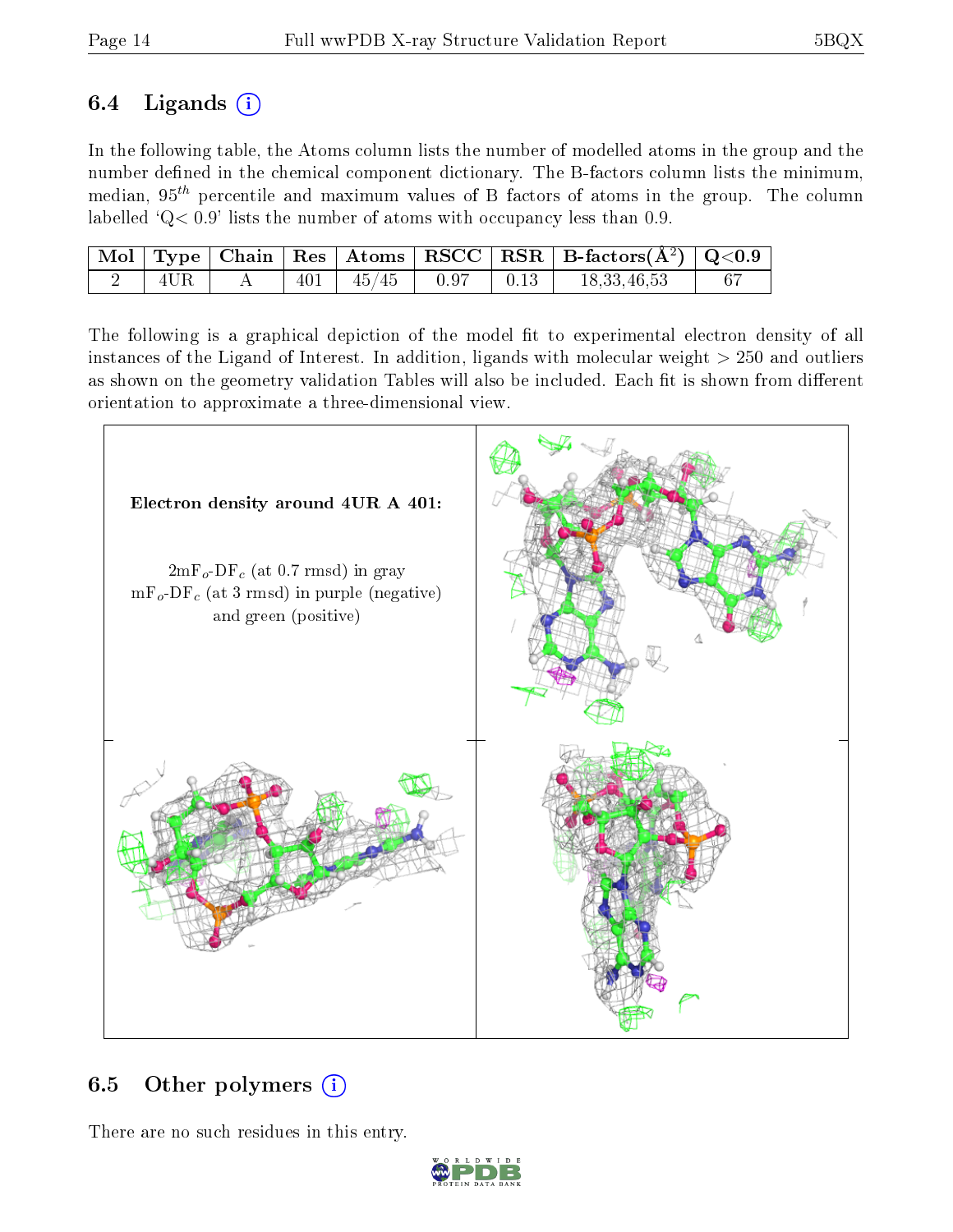## 6.4 Ligands (i)

In the following table, the Atoms column lists the number of modelled atoms in the group and the number defined in the chemical component dictionary. The B-factors column lists the minimum, median, $95^{th}$ percentile and maximum values of B factors of atoms in the group. The column labelled 'Q< 0.9' lists the number of atoms with occupancy less than 0.9.

| Mol | Type | Chain | Res | Atoms | RSCC | RSR | B-factors($Å^2$) | Q<0.9 |
|---|---|---|---|---|---|---|---|---|
| 2 | 4UR | A | 401 | 45/45 | 0.97 | 0.13 | 18,33,46,53 | 67 |

The following is a graphical depiction of the model fit to experimental electron density of all instances of the Ligand of Interest. In addition, ligands with molecular weight > 250 and outliers as shown on the geometry validation Tables will also be included. Each fit is shown from different orientation to approximate a three-dimensional view.

**Electron density around 4UR A 401:**

$2mF_o$-$DF_c$ (at 0.7 rmsd) in gray
$mF_o$-$DF_c$ (at 3 rmsd) in purple (negative)
and green (positive)

## 6.5 Other polymers (i)

There are no such residues in this entry.